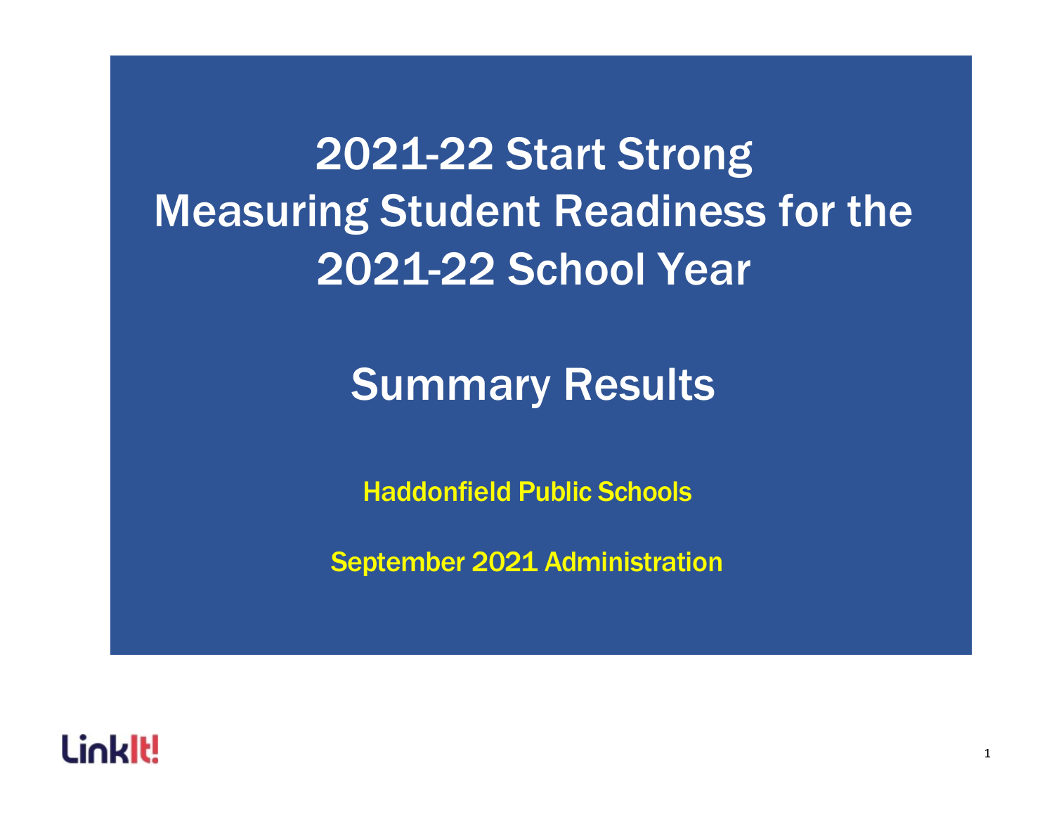# 2021-22 Start Strong
# Measuring Student Readiness for the 2021-22 School Year

## Summary Results

**Haddonfield Public Schools**

**September 2021 Administration**

LinkIt!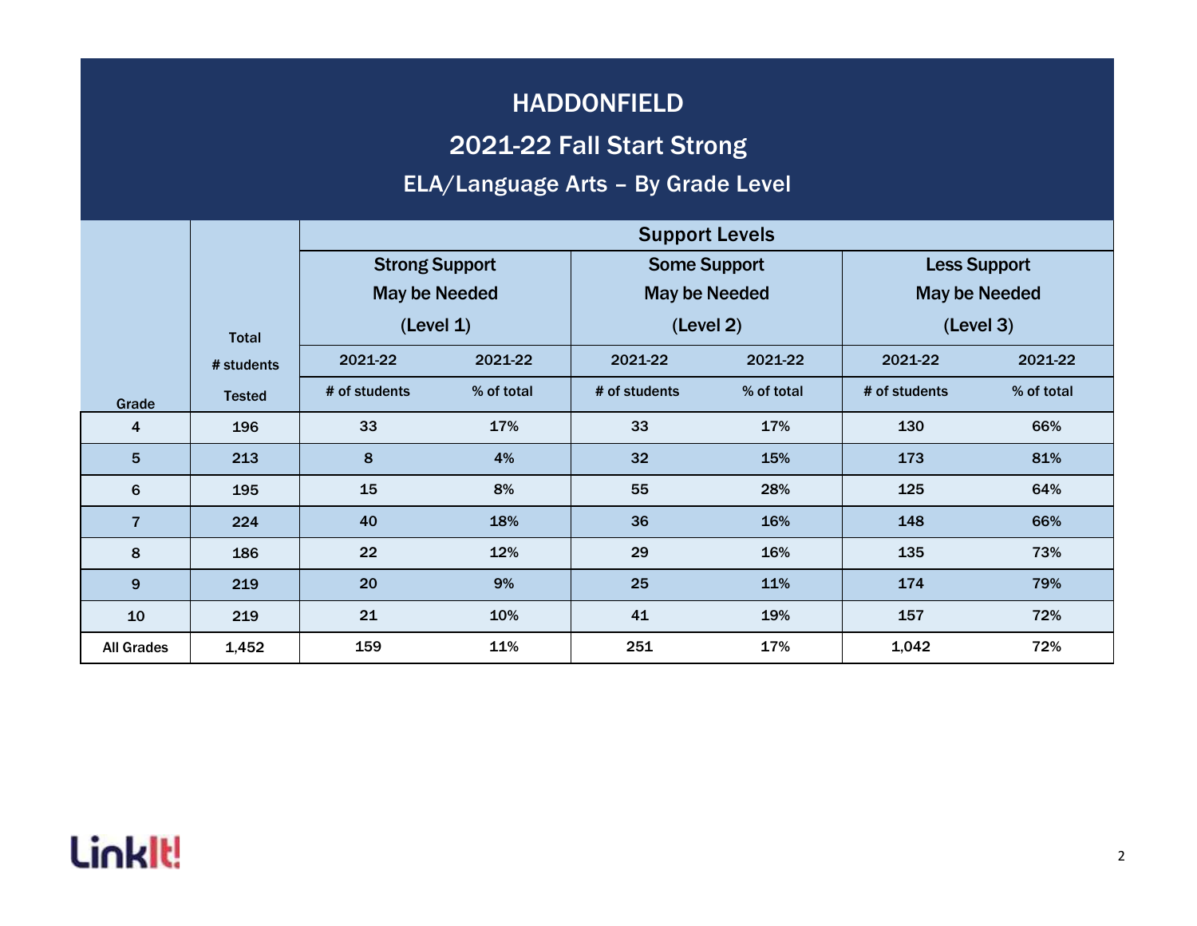# HADDONFIELD

## 2021-22 Fall Start Strong

### ELA/Language Arts – By Grade Level

| Grade | Total # students Tested | Support Levels | | | | | |
|---|---|---|---|---|---|---|---|
| | | Strong Support May be Needed (Level 1) | | Some Support May be Needed (Level 2) | | Less Support May be Needed (Level 3) | |
| | | 2021-22 | 2021-22 | 2021-22 | 2021-22 | 2021-22 | 2021-22 |
| | | # of students | % of total | # of students | % of total | # of students | % of total |
| 4 | 196 | 33 | 17% | 33 | 17% | 130 | 66% |
| 5 | 213 | 8 | 4% | 32 | 15% | 173 | 81% |
| 6 | 195 | 15 | 8% | 55 | 28% | 125 | 64% |
| 7 | 224 | 40 | 18% | 36 | 16% | 148 | 66% |
| 8 | 186 | 22 | 12% | 29 | 16% | 135 | 73% |
| 9 | 219 | 20 | 9% | 25 | 11% | 174 | 79% |
| 10 | 219 | 21 | 10% | 41 | 19% | 157 | 72% |
| All Grades | 1,452 | 159 | 11% | 251 | 17% | 1,042 | 72% |

LinkIt!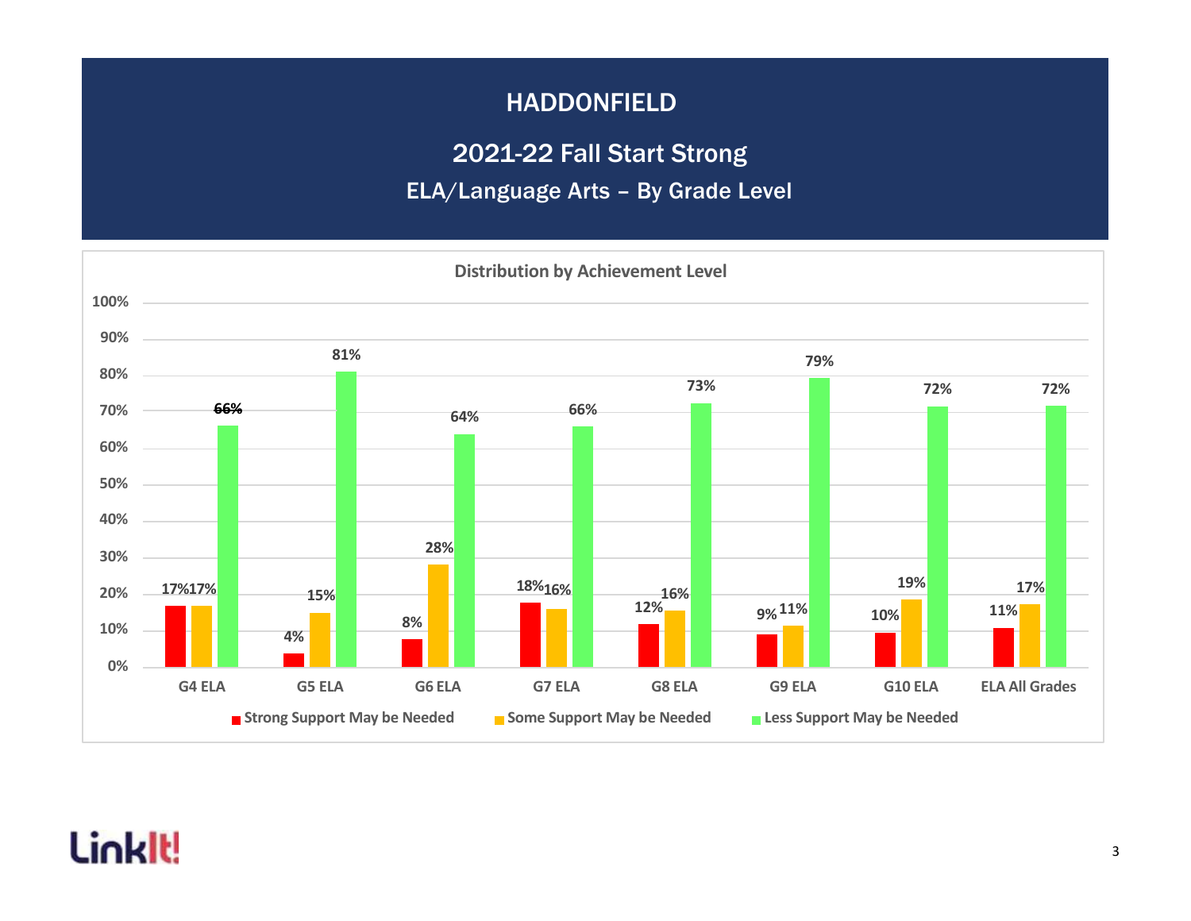# HADDONFIELD

## 2021-22 Fall Start Strong

### ELA/Language Arts – By Grade Level

**Distribution by Achievement Level**

| | Strong Support May be Needed | Some Support May be Needed | Less Support May be Needed |
|---|---|---|---|
| G4 ELA | 17% | 17% | 66% |
| G5 ELA | 4% | 15% | 81% |
| G6 ELA | 8% | 28% | 64% |
| G7 ELA | 18% | 16% | 66% |
| G8 ELA | 12% | 16% | 73% |
| G9 ELA | 9% | 11% | 79% |
| G10 ELA | 10% | 19% | 72% |
| ELA All Grades | 11% | 17% | 72% |

LinkIt!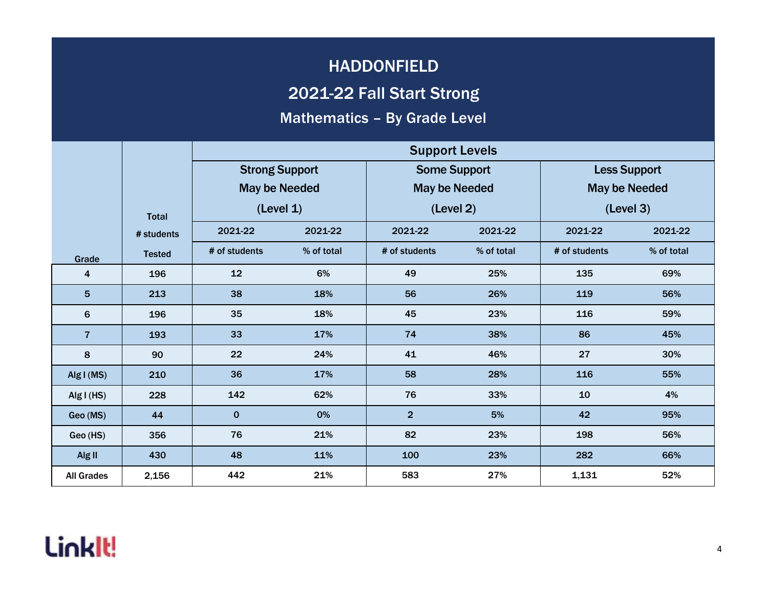# HADDONFIELD

## 2021-22 Fall Start Strong

### Mathematics – By Grade Level

| Grade | Total # students Tested | Support Levels | | | | | |
|---|---|---|---|---|---|---|---|
| | | Strong Support May be Needed (Level 1) | | Some Support May be Needed (Level 2) | | Less Support May be Needed (Level 3) | |
| | | 2021-22 | 2021-22 | 2021-22 | 2021-22 | 2021-22 | 2021-22 |
| | | # of students | % of total | # of students | % of total | # of students | % of total |
| 4 | 196 | 12 | 6% | 49 | 25% | 135 | 69% |
| 5 | 213 | 38 | 18% | 56 | 26% | 119 | 56% |
| 6 | 196 | 35 | 18% | 45 | 23% | 116 | 59% |
| 7 | 193 | 33 | 17% | 74 | 38% | 86 | 45% |
| 8 | 90 | 22 | 24% | 41 | 46% | 27 | 30% |
| Alg I (MS) | 210 | 36 | 17% | 58 | 28% | 116 | 55% |
| Alg I (HS) | 228 | 142 | 62% | 76 | 33% | 10 | 4% |
| Geo (MS) | 44 | 0 | 0% | 2 | 5% | 42 | 95% |
| Geo (HS) | 356 | 76 | 21% | 82 | 23% | 198 | 56% |
| Alg II | 430 | 48 | 11% | 100 | 23% | 282 | 66% |
| All Grades | 2,156 | 442 | 21% | 583 | 27% | 1,131 | 52% |

LinkIt!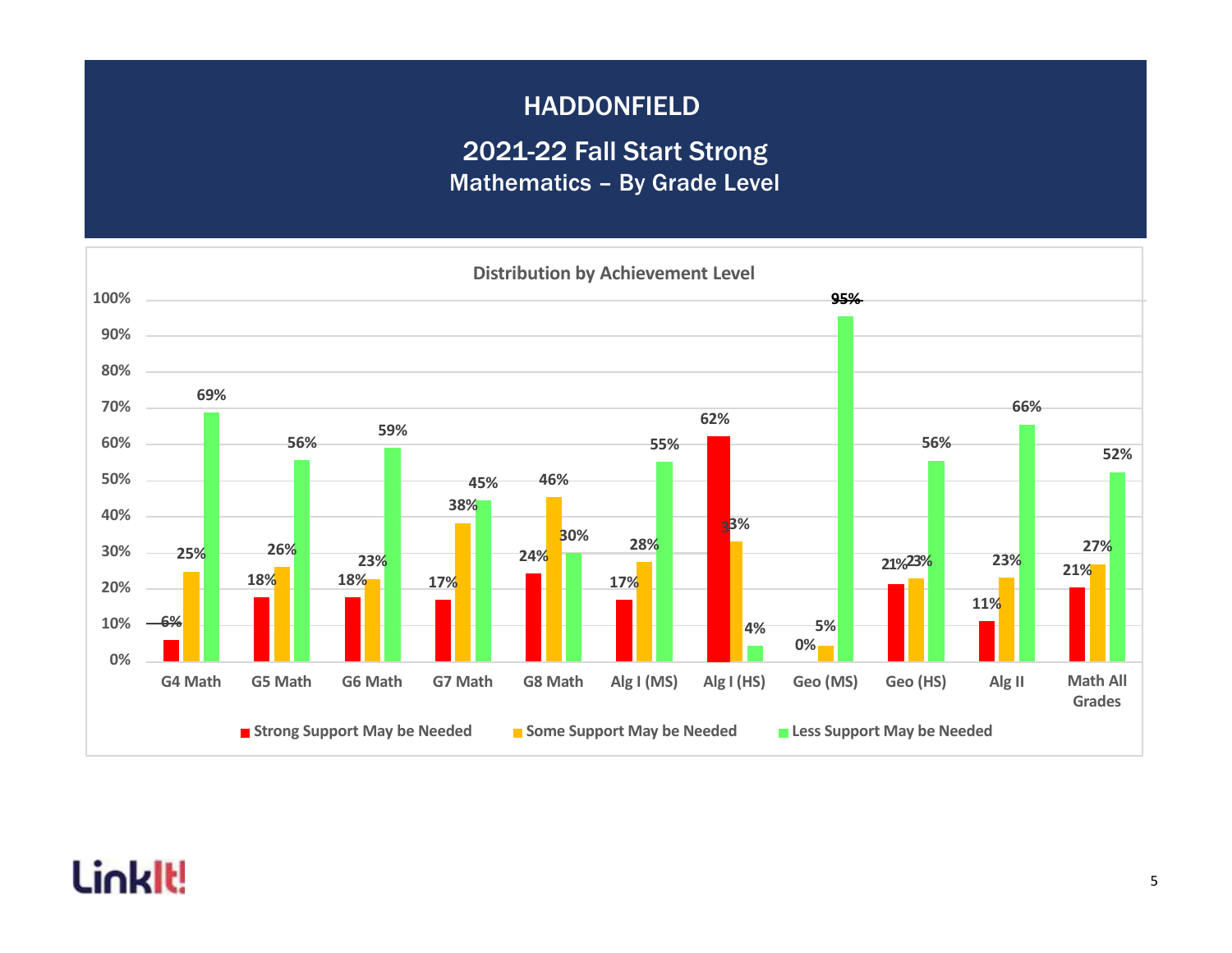# HADDONFIELD

## 2021-22 Fall Start Strong

### Mathematics – By Grade Level

**Distribution by Achievement Level**

| | Strong Support May be Needed | Some Support May be Needed | Less Support May be Needed |
|---|---|---|---|
| G4 Math | 6% | 25% | 69% |
| G5 Math | 18% | 26% | 56% |
| G6 Math | 18% | 23% | 59% |
| G7 Math | 17% | 38% | 45% |
| G8 Math | 24% | 46% | 30% |
| Alg I (MS) | 17% | 28% | 55% |
| Alg I (HS) | 62% | 33% | 4% |
| Geo (MS) | 0% | 5% | 95% |
| Geo (HS) | 21% | 23% | 56% |
| Alg II | 11% | 23% | 66% |
| Math All Grades | 21% | 27% | 52% |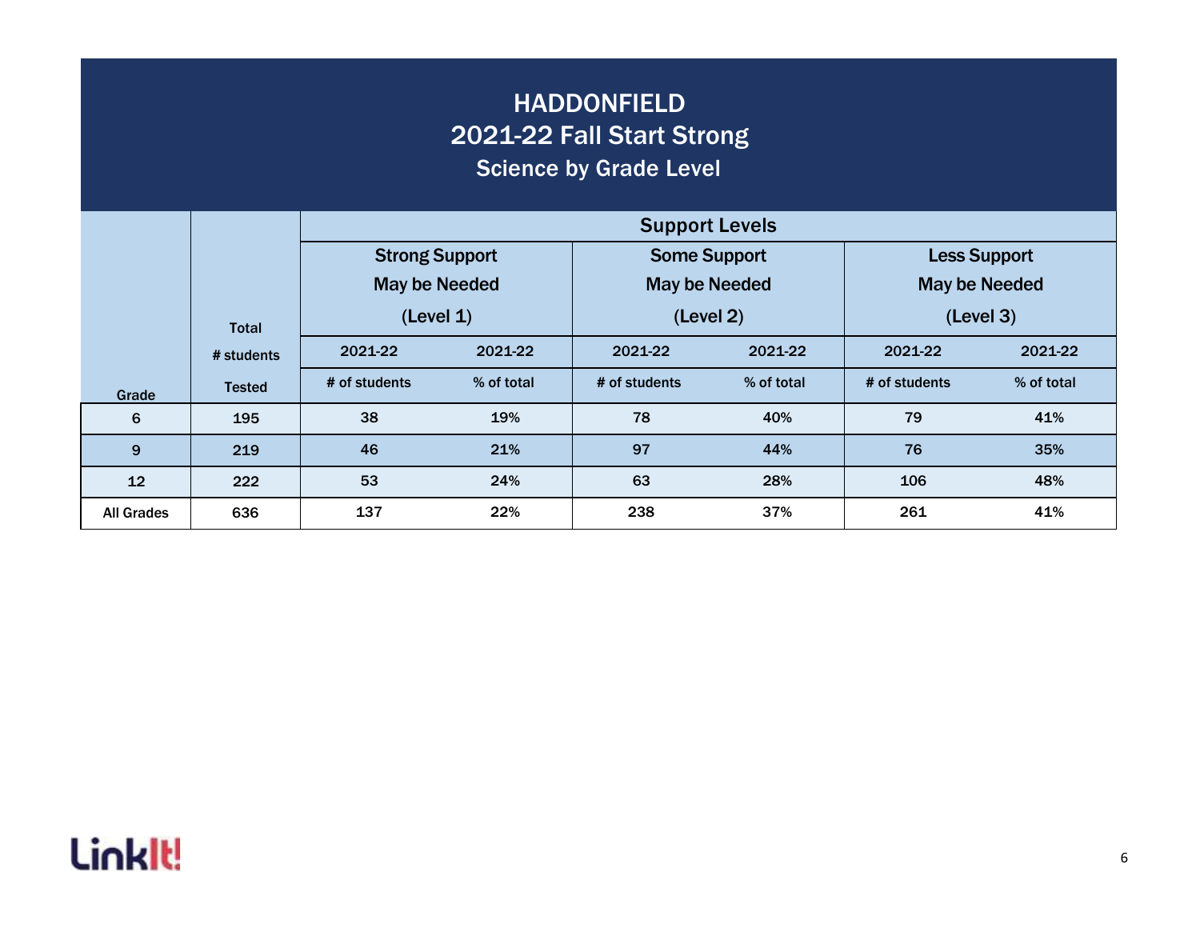# HADDONFIELD
## 2021-22 Fall Start Strong
### Science by Grade Level

| Grade | Total # students Tested | Support Levels | | | | | |
|---|---|---|---|---|---|---|---|
| | | Strong Support May be Needed (Level 1) | | Some Support May be Needed (Level 2) | | Less Support May be Needed (Level 3) | |
| | | 2021-22 | 2021-22 | 2021-22 | 2021-22 | 2021-22 | 2021-22 |
| | | # of students | % of total | # of students | % of total | # of students | % of total |
| 6 | 195 | 38 | 19% | 78 | 40% | 79 | 41% |
| 9 | 219 | 46 | 21% | 97 | 44% | 76 | 35% |
| 12 | 222 | 53 | 24% | 63 | 28% | 106 | 48% |
| All Grades | 636 | 137 | 22% | 238 | 37% | 261 | 41% |

LinkIt!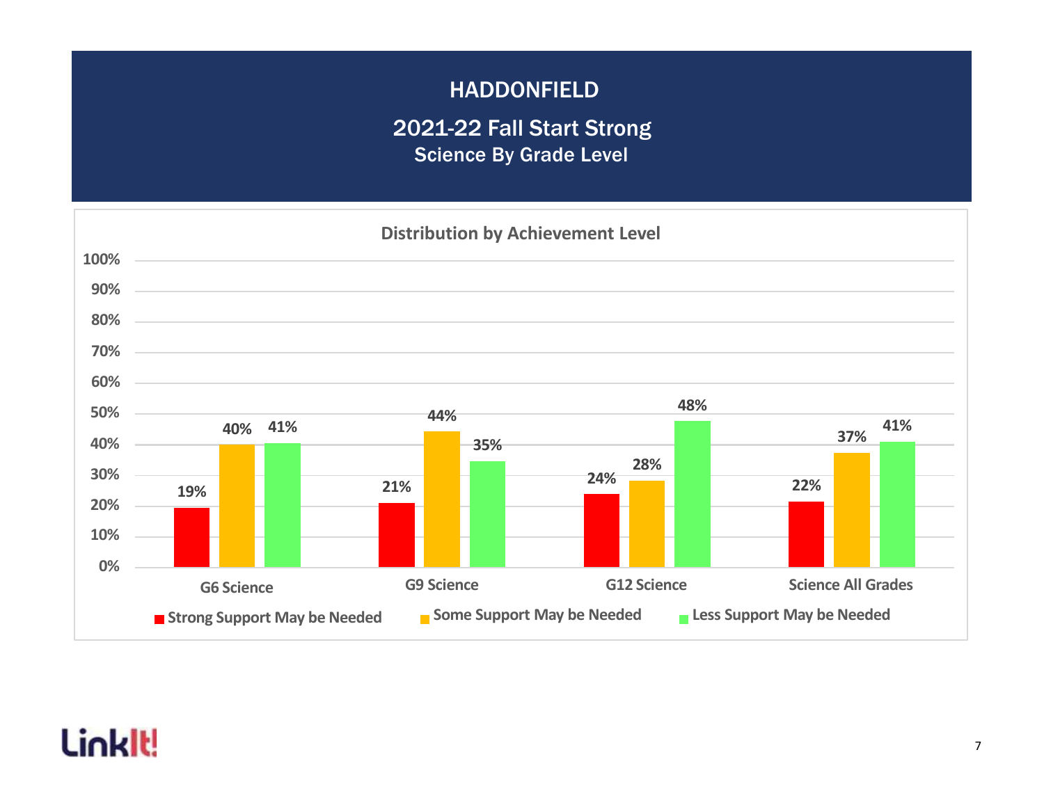# HADDONFIELD

## 2021-22 Fall Start Strong

### Science By Grade Level

**Distribution by Achievement Level**

| | Strong Support May be Needed | Some Support May be Needed | Less Support May be Needed |
|---|---|---|---|
| G6 Science | 19% | 40% | 41% |
| G9 Science | 21% | 44% | 35% |
| G12 Science | 24% | 28% | 48% |
| Science All Grades | 22% | 37% | 41% |

LinkIt!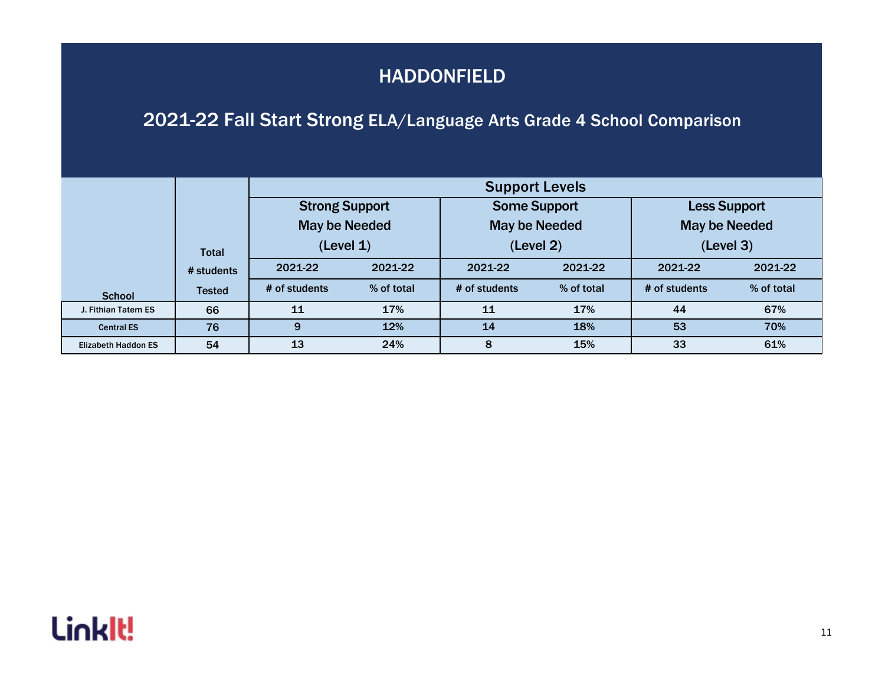# HADDONFIELD

## 2021-22 Fall Start Strong ELA/Language Arts Grade 4 School Comparison

| School | Total # students Tested | Support Levels | | | | | |
|---|---|---|---|---|---|---|---|
| | | Strong Support May be Needed (Level 1) | | Some Support May be Needed (Level 2) | | Less Support May be Needed (Level 3) | |
| | | 2021-22 # of students | 2021-22 % of total | 2021-22 # of students | 2021-22 % of total | 2021-22 # of students | 2021-22 % of total |
| J. Fithian Tatem ES | 66 | 11 | 17% | 11 | 17% | 44 | 67% |
| Central ES | 76 | 9 | 12% | 14 | 18% | 53 | 70% |
| Elizabeth Haddon ES | 54 | 13 | 24% | 8 | 15% | 33 | 61% |

LinkIt!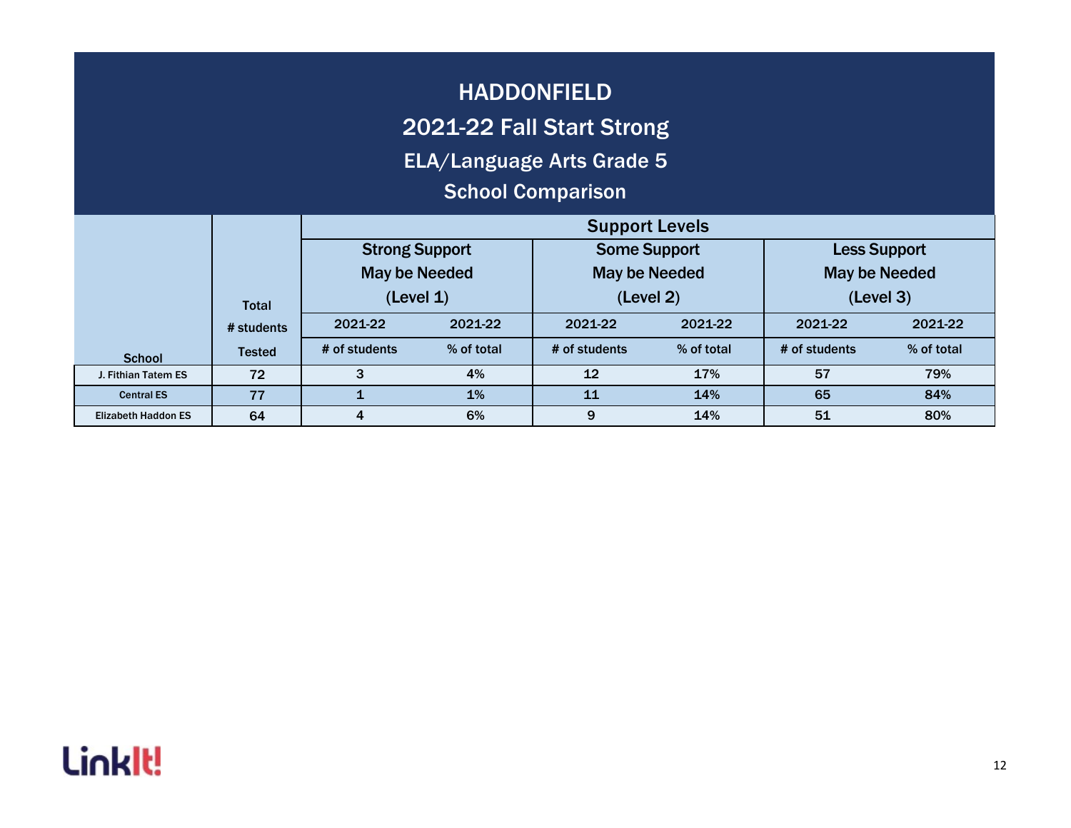# HADDONFIELD

## 2021-22 Fall Start Strong

### ELA/Language Arts Grade 5

### School Comparison

| School | Total # students Tested | Support Levels | | | | | |
|---|---|---|---|---|---|---|---|
| | | Strong Support May be Needed (Level 1) | | Some Support May be Needed (Level 2) | | Less Support May be Needed (Level 3) | |
| | | 2021-22 # of students | 2021-22 % of total | 2021-22 # of students | 2021-22 % of total | 2021-22 # of students | 2021-22 % of total |
| J. Fithian Tatem ES | 72 | 3 | 4% | 12 | 17% | 57 | 79% |
| Central ES | 77 | 1 | 1% | 11 | 14% | 65 | 84% |
| Elizabeth Haddon ES | 64 | 4 | 6% | 9 | 14% | 51 | 80% |

LinkIt!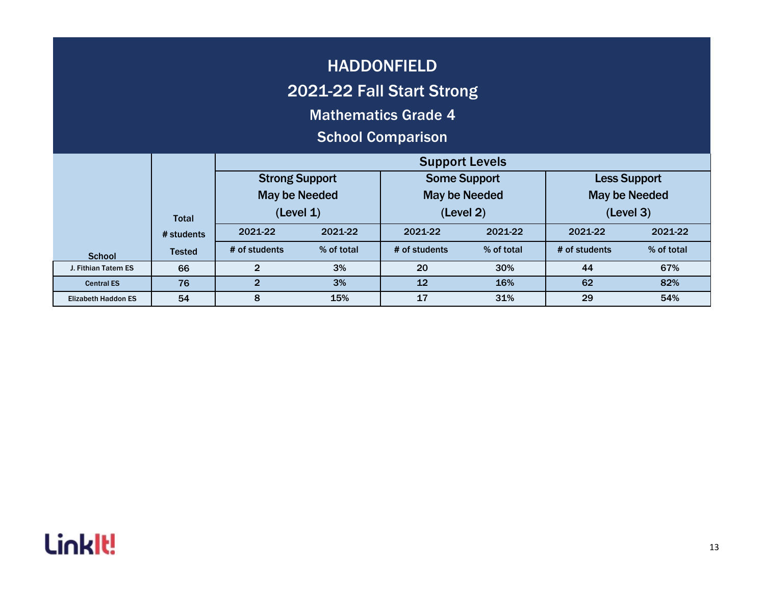# HADDONFIELD

## 2021-22 Fall Start Strong

### Mathematics Grade 4

### School Comparison

| School | Total # students Tested | Support Levels | | | | | |
|---|---|---|---|---|---|---|---|
| | | Strong Support May be Needed (Level 1) | | Some Support May be Needed (Level 2) | | Less Support May be Needed (Level 3) | |
| | | 2021-22 # of students | 2021-22 % of total | 2021-22 # of students | 2021-22 % of total | 2021-22 # of students | 2021-22 % of total |
| J. Fithian Tatem ES | 66 | 2 | 3% | 20 | 30% | 44 | 67% |
| Central ES | 76 | 2 | 3% | 12 | 16% | 62 | 82% |
| Elizabeth Haddon ES | 54 | 8 | 15% | 17 | 31% | 29 | 54% |

LinkIt!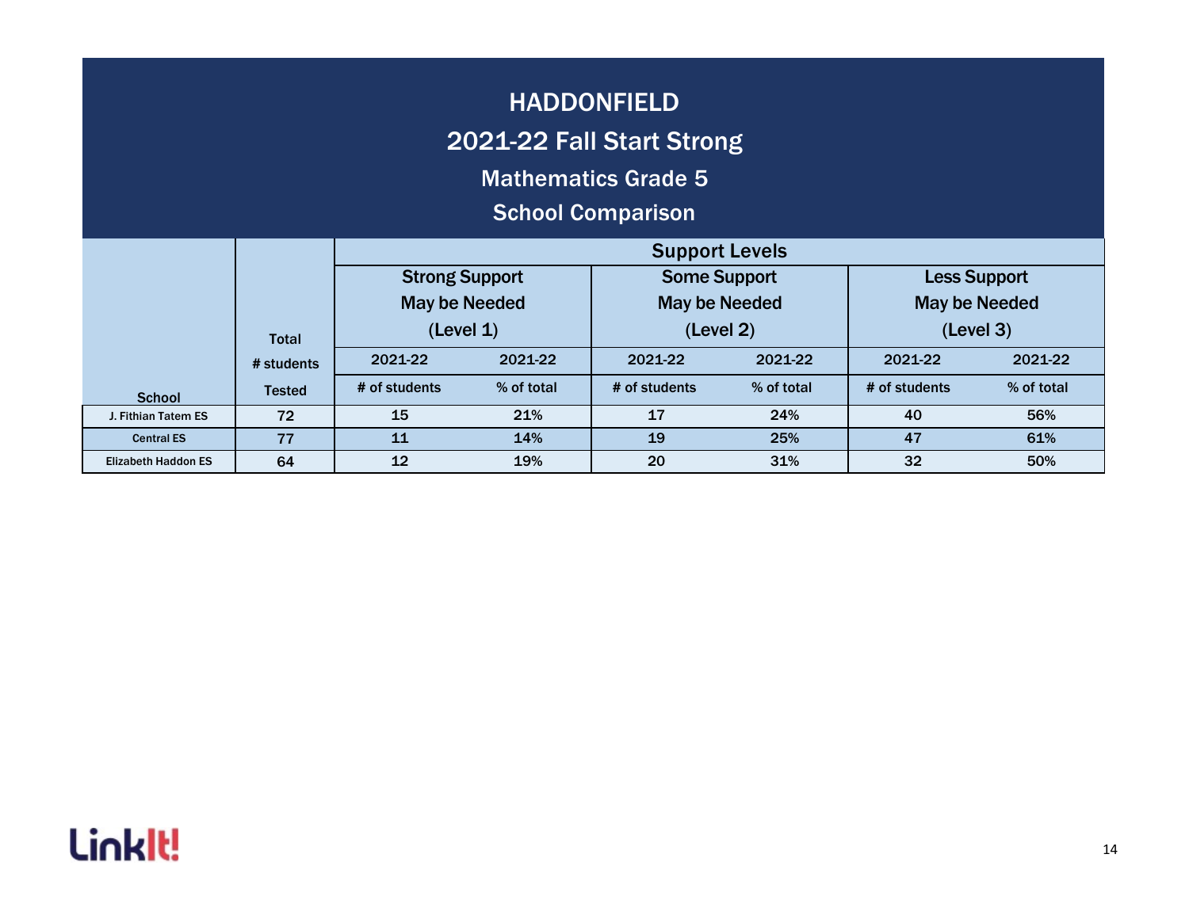# HADDONFIELD

## 2021-22 Fall Start Strong

### Mathematics Grade 5

### School Comparison

| School | Total # students Tested | Support Levels | | | | | |
|---|---|---|---|---|---|---|---|
| | | Strong Support May be Needed (Level 1) | | Some Support May be Needed (Level 2) | | Less Support May be Needed (Level 3) | |
| | | 2021-22 # of students | 2021-22 % of total | 2021-22 # of students | 2021-22 % of total | 2021-22 # of students | 2021-22 % of total |
| J. Fithian Tatem ES | 72 | 15 | 21% | 17 | 24% | 40 | 56% |
| Central ES | 77 | 11 | 14% | 19 | 25% | 47 | 61% |
| Elizabeth Haddon ES | 64 | 12 | 19% | 20 | 31% | 32 | 50% |

LinkIt!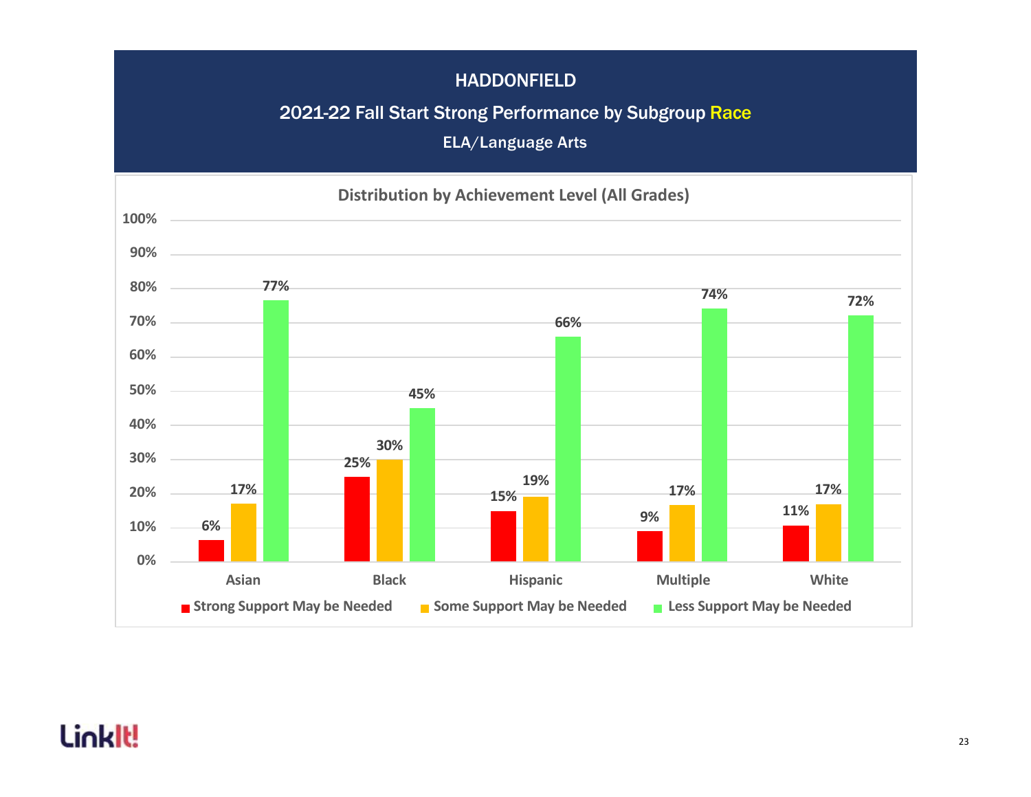# HADDONFIELD

## 2021-22 Fall Start Strong Performance by Subgroup Race

### ELA/Language Arts

**Distribution by Achievement Level (All Grades)**

| Subgroup | Strong Support May be Needed | Some Support May be Needed | Less Support May be Needed |
|---|---|---|---|
| Asian | 6% | 17% | 77% |
| Black | 25% | 30% | 45% |
| Hispanic | 15% | 19% | 66% |
| Multiple | 9% | 17% | 74% |
| White | 11% | 17% | 72% |

LinkIt!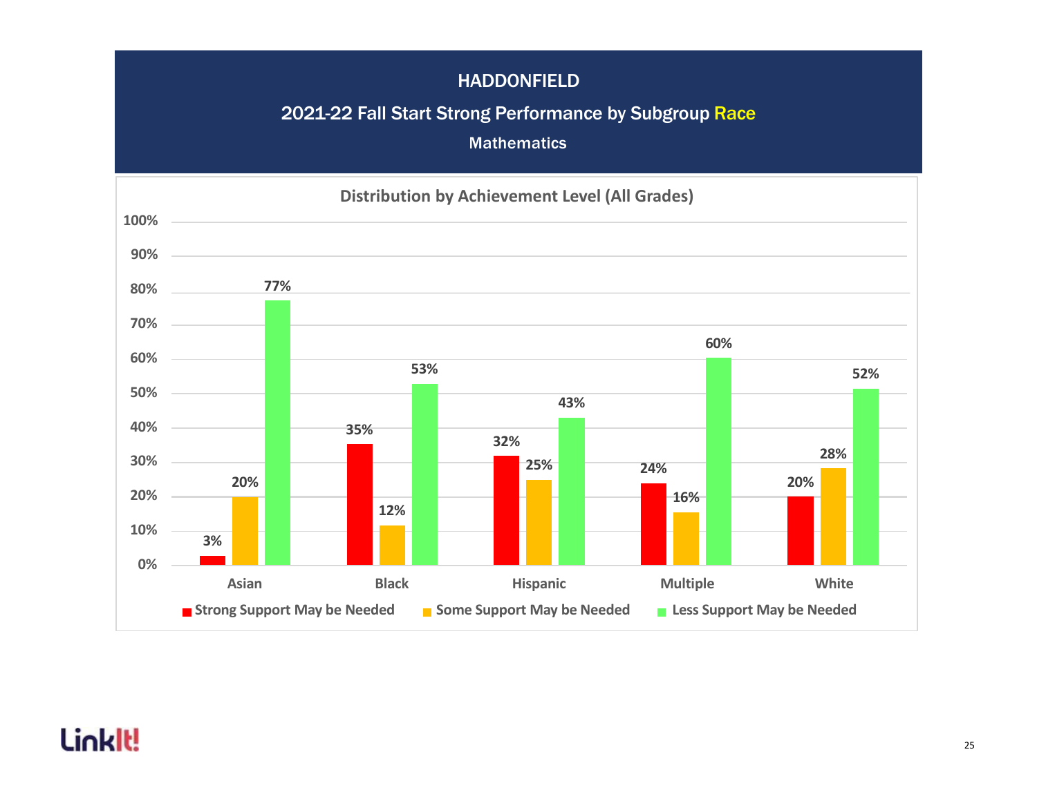# HADDONFIELD

## 2021-22 Fall Start Strong Performance by Subgroup Race

### Mathematics

**Distribution by Achievement Level (All Grades)**

| Subgroup | Strong Support May be Needed | Some Support May be Needed | Less Support May be Needed |
|---|---|---|---|
| Asian | 3% | 20% | 77% |
| Black | 35% | 12% | 53% |
| Hispanic | 32% | 25% | 43% |
| Multiple | 24% | 16% | 60% |
| White | 20% | 28% | 52% |

LinkIt!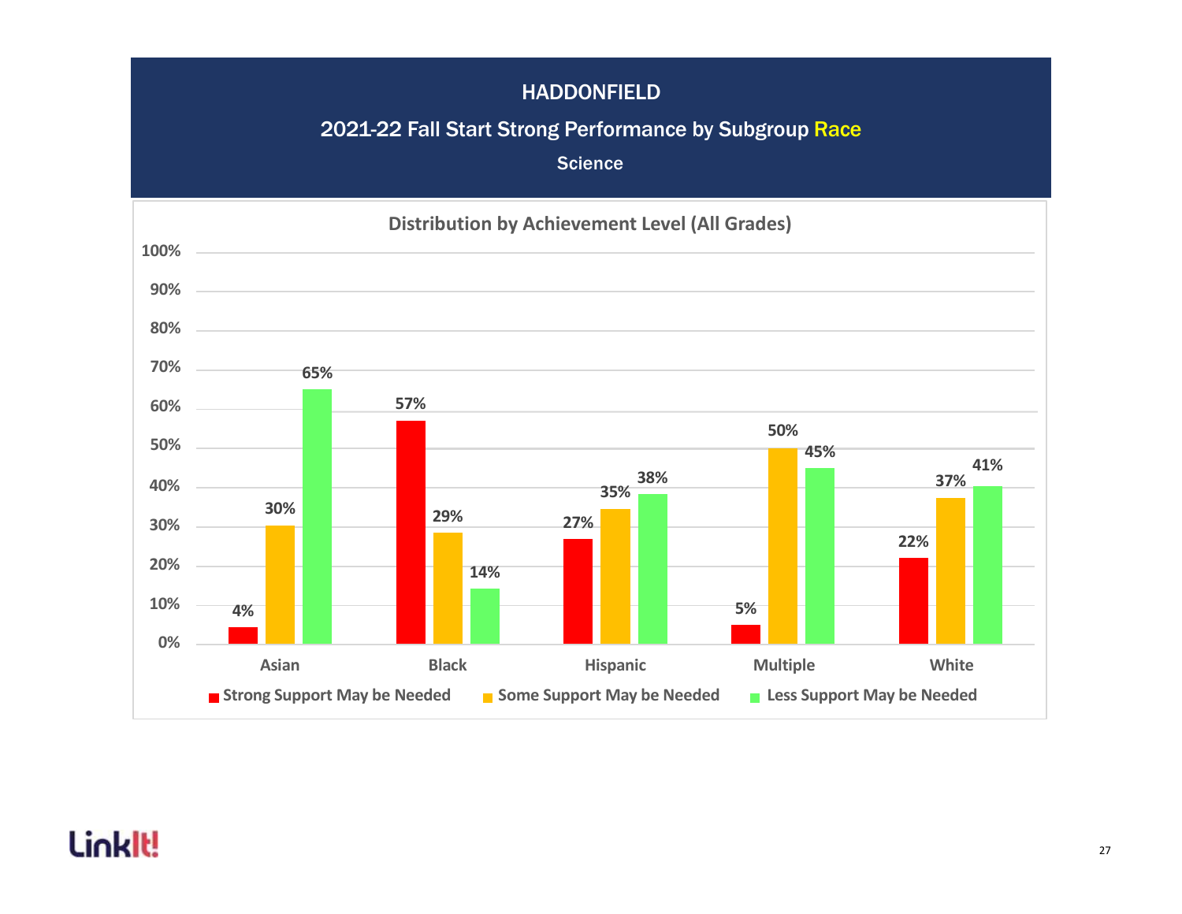# HADDONFIELD

## 2021-22 Fall Start Strong Performance by Subgroup Race

### Science

**Distribution by Achievement Level (All Grades)**

| | Strong Support May be Needed | Some Support May be Needed | Less Support May be Needed |
|---|---|---|---|
| Asian | 4% | 30% | 65% |
| Black | 57% | 29% | 14% |
| Hispanic | 27% | 35% | 38% |
| Multiple | 5% | 50% | 45% |
| White | 22% | 37% | 41% |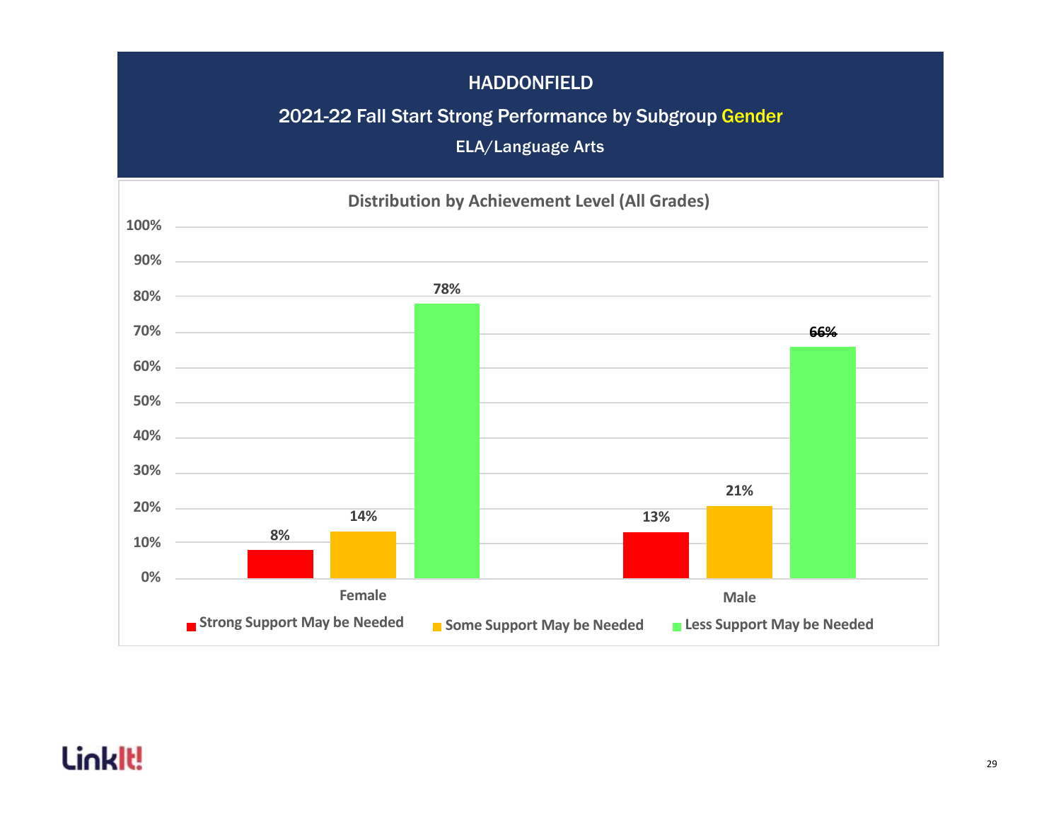# HADDONFIELD

## 2021-22 Fall Start Strong Performance by Subgroup Gender

### ELA/Language Arts

**Distribution by Achievement Level (All Grades)**

| | Strong Support May be Needed | Some Support May be Needed | Less Support May be Needed |
|---|---|---|---|
| Female | 8% | 14% | 78% |
| Male | 13% | 21% | 66% |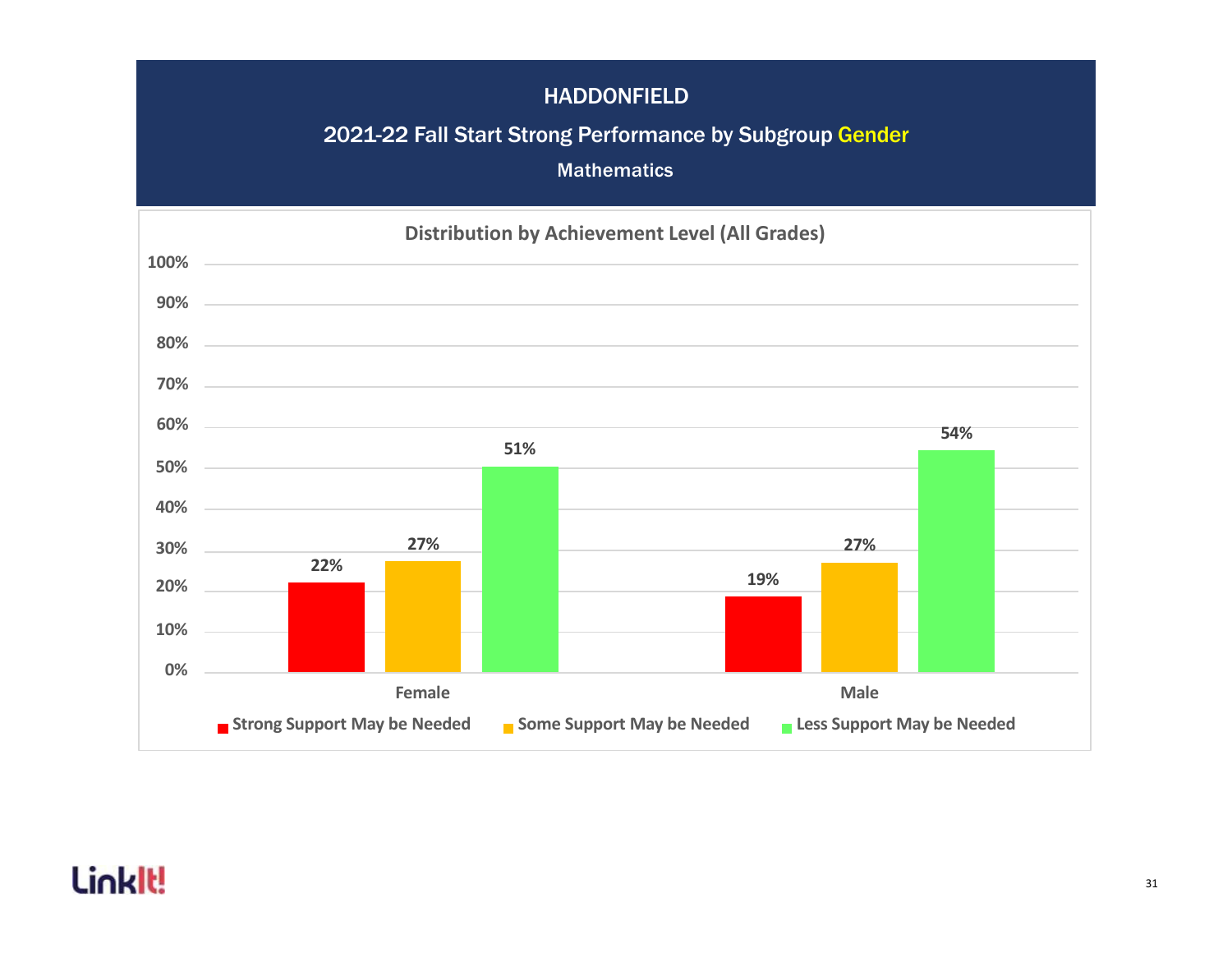# HADDONFIELD

## 2021-22 Fall Start Strong Performance by Subgroup Gender

### Mathematics

**Distribution by Achievement Level (All Grades)**

| | Strong Support May be Needed | Some Support May be Needed | Less Support May be Needed |
|---|---|---|---|
| Female | 22% | 27% | 51% |
| Male | 19% | 27% | 54% |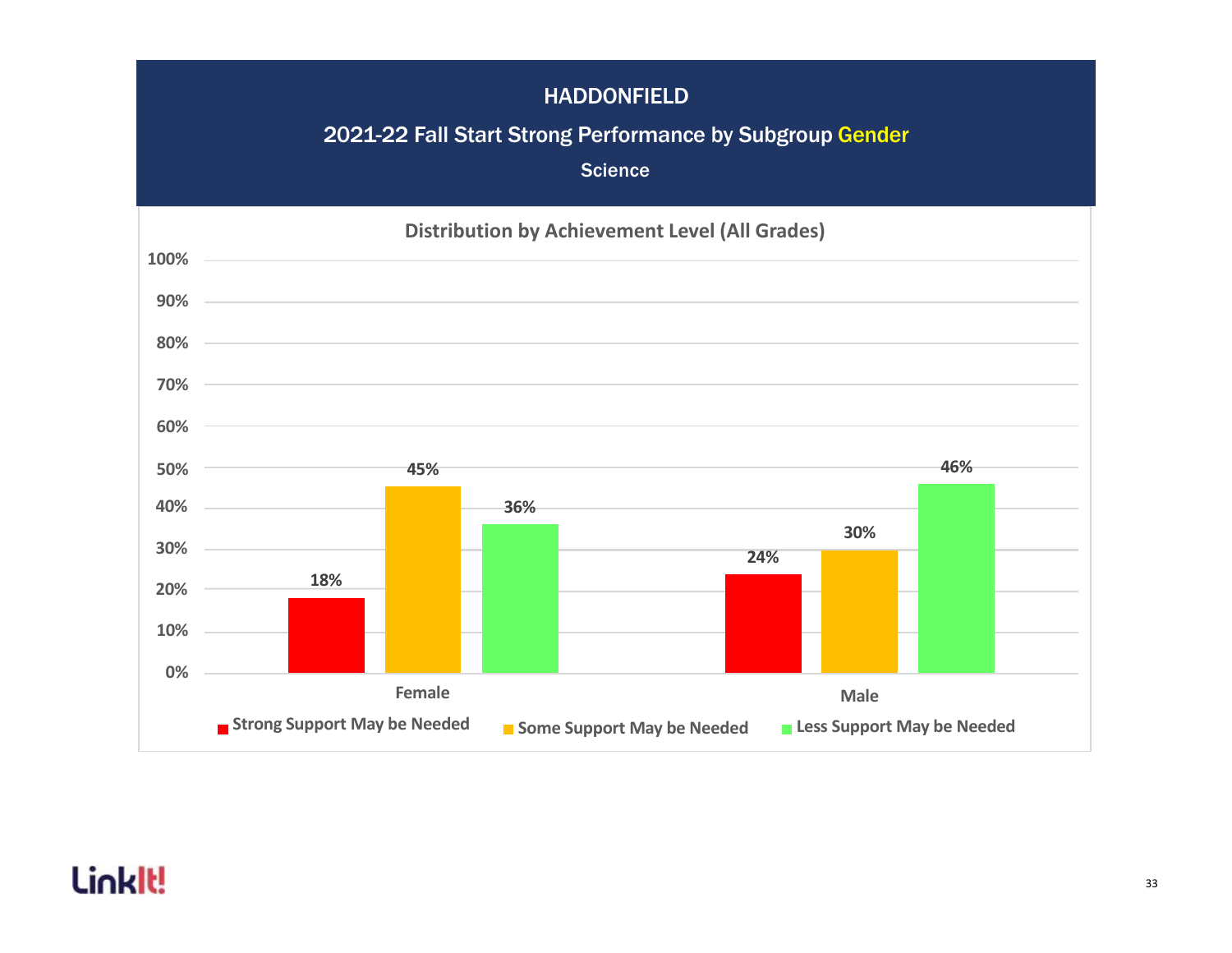# HADDONFIELD

## 2021-22 Fall Start Strong Performance by Subgroup Gender

### Science

**Distribution by Achievement Level (All Grades)**

| | Strong Support May be Needed | Some Support May be Needed | Less Support May be Needed |
|---|---|---|---|
| Female | 18% | 45% | 36% |
| Male | 24% | 30% | 46% |

LinkIt!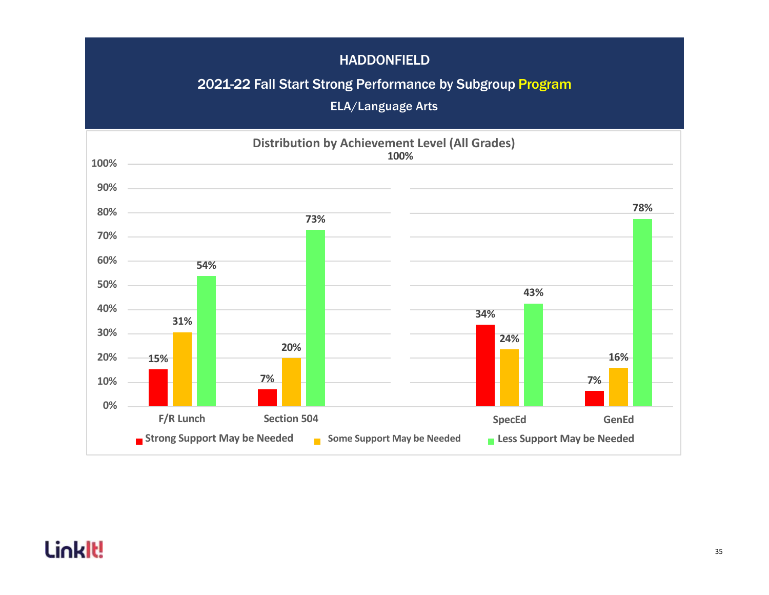# HADDONFIELD

## 2021-22 Fall Start Strong Performance by Subgroup Program

### ELA/Language Arts

**Distribution by Achievement Level (All Grades)**

| | Strong Support May be Needed | Some Support May be Needed | Less Support May be Needed |
|---|---|---|---|
| F/R Lunch | 15% | 31% | 54% |
| Section 504 | 7% | 20% | 73% |
| SpecEd | 34% | 24% | 43% |
| GenEd | 7% | 16% | 78% |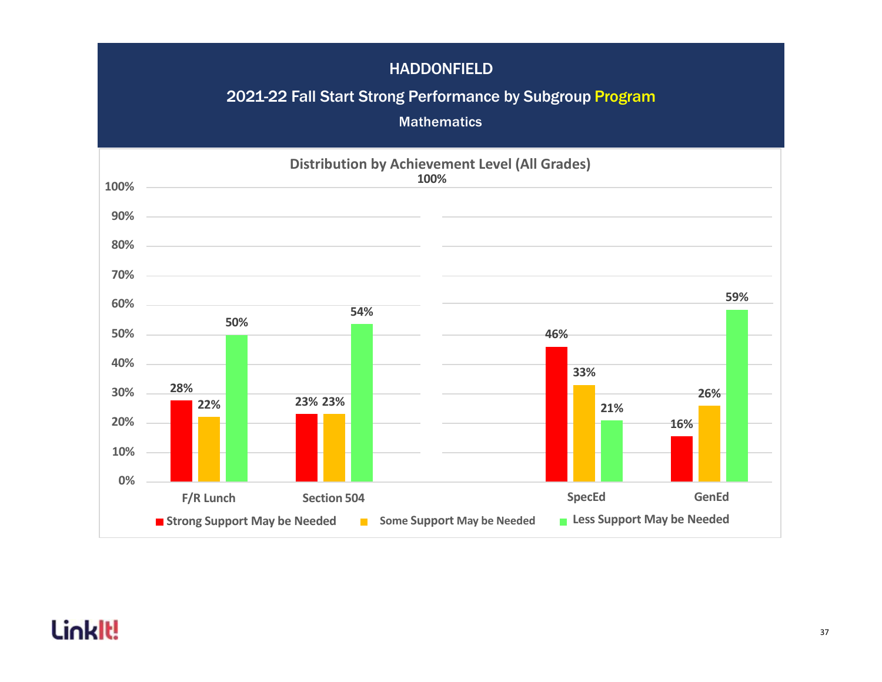# HADDONFIELD

## 2021-22 Fall Start Strong Performance by Subgroup Program

### Mathematics

**Distribution by Achievement Level (All Grades)**

| Subgroup | Strong Support May be Needed | Some Support May be Needed | Less Support May be Needed |
|---|---|---|---|
| F/R Lunch | 28% | 22% | 50% |
| Section 504 | 23% | 23% | 54% |
| SpecEd | 46% | 33% | 21% |
| GenEd | 16% | 26% | 59% |

LinkIt!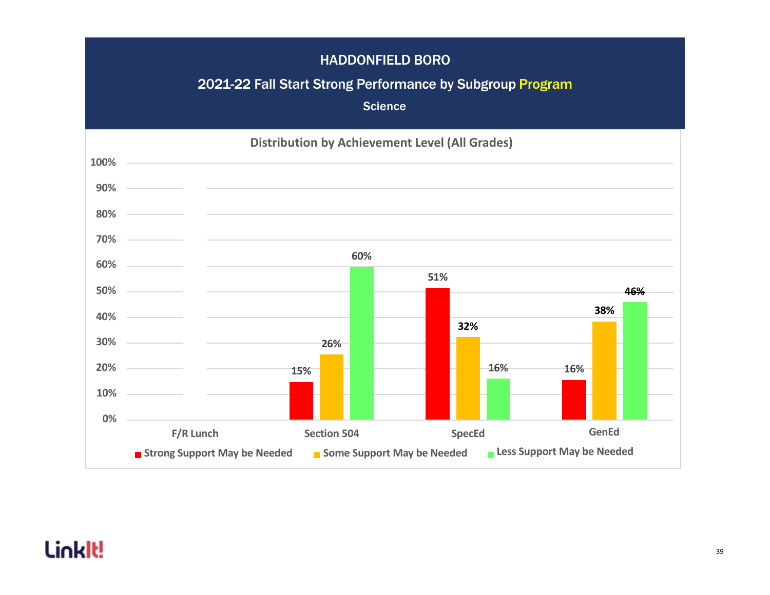# HADDONFIELD BORO

## 2021-22 Fall Start Strong Performance by Subgroup Program

### Science

**Distribution by Achievement Level (All Grades)**

| | Strong Support May be Needed | Some Support May be Needed | Less Support May be Needed |
|---|---|---|---|
| F/R Lunch | | | |
| Section 504 | 15% | 26% | 60% |
| SpecEd | 51% | 32% | 16% |
| GenEd | 16% | 38% | 46% |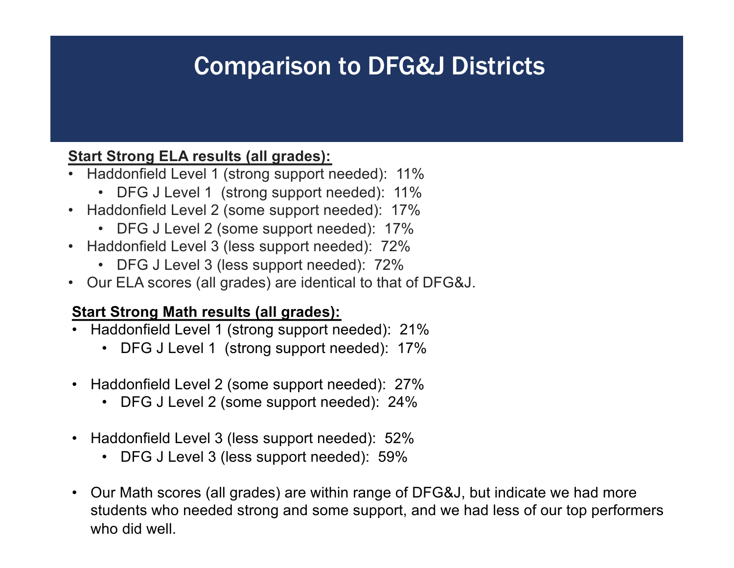# Comparison to DFG&J Districts

**Start Strong ELA results (all grades):**

- Haddonfield Level 1 (strong support needed): 11%
  - DFG J Level 1 (strong support needed): 11%
- Haddonfield Level 2 (some support needed): 17%
  - DFG J Level 2 (some support needed): 17%
- Haddonfield Level 3 (less support needed): 72%
  - DFG J Level 3 (less support needed): 72%
- Our ELA scores (all grades) are identical to that of DFG&J.

**Start Strong Math results (all grades):**

- Haddonfield Level 1 (strong support needed): 21%
  - DFG J Level 1 (strong support needed): 17%
- Haddonfield Level 2 (some support needed): 27%
  - DFG J Level 2 (some support needed): 24%
- Haddonfield Level 3 (less support needed): 52%
  - DFG J Level 3 (less support needed): 59%
- Our Math scores (all grades) are within range of DFG&J, but indicate we had more students who needed strong and some support, and we had less of our top performers who did well.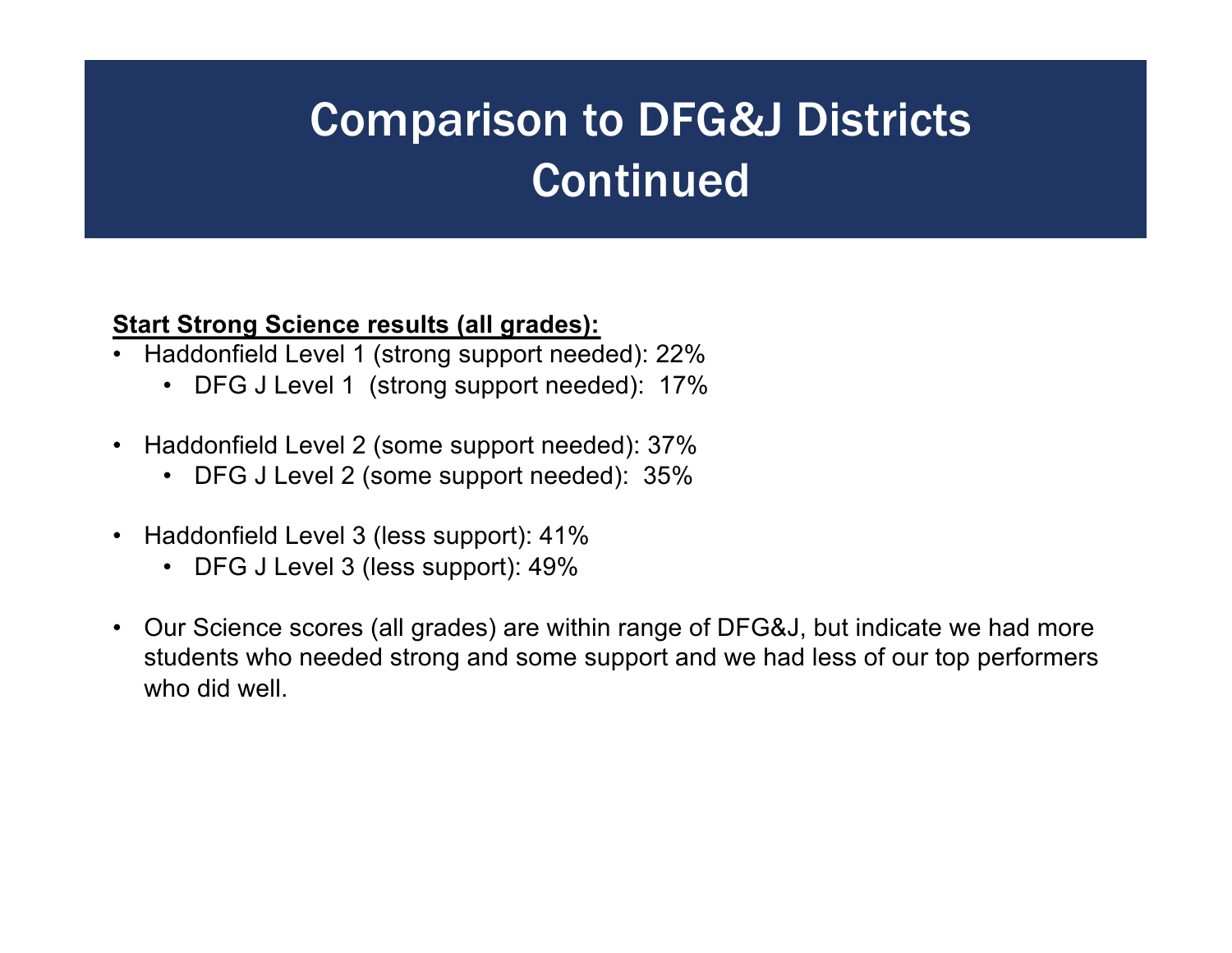# Comparison to DFG&J Districts Continued

**Start Strong Science results (all grades):**

- Haddonfield Level 1 (strong support needed): 22%
  - DFG J Level 1 (strong support needed): 17%
- Haddonfield Level 2 (some support needed): 37%
  - DFG J Level 2 (some support needed): 35%
- Haddonfield Level 3 (less support): 41%
  - DFG J Level 3 (less support): 49%
- Our Science scores (all grades) are within range of DFG&J, but indicate we had more students who needed strong and some support and we had less of our top performers who did well.